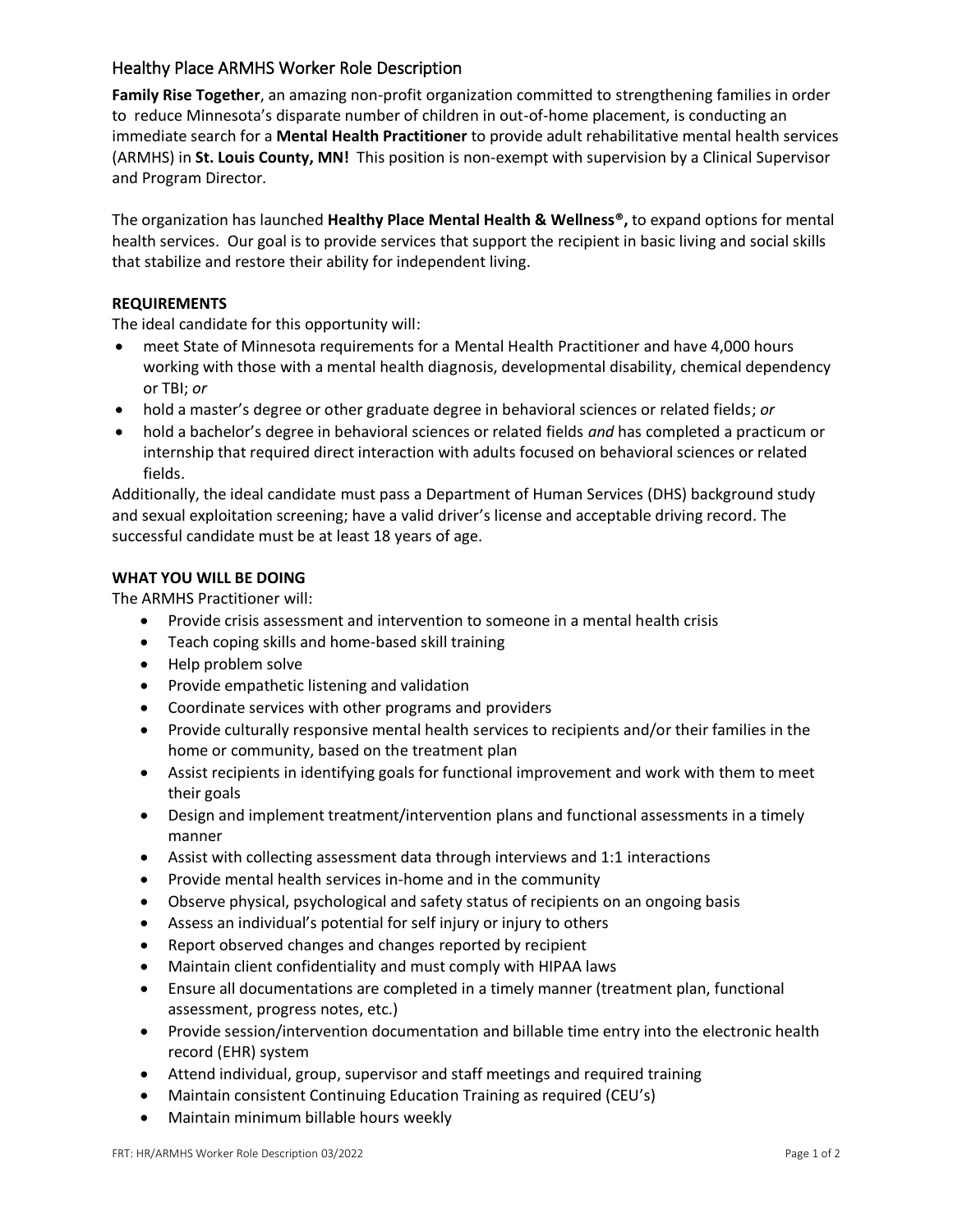# Healthy Place ARMHS Worker Role Description

**Family Rise Together**, an amazing non-profit organization committed to strengthening families in order to reduce Minnesota's disparate number of children in out-of-home placement, is conducting an immediate search for a **Mental Health Practitioner** to provide adult rehabilitative mental health services (ARMHS) in **St. Louis County, MN!** This position is non-exempt with supervision by a Clinical Supervisor and Program Director.

The organization has launched **Healthy Place Mental Health & Wellness®,** to expand options for mental health services. Our goal is to provide services that support the recipient in basic living and social skills that stabilize and restore their ability for independent living.

**REQUIREMENTS**

The ideal candidate for this opportunity will:

- meet State of Minnesota requirements for a Mental Health Practitioner and have 4,000 hours working with those with a mental health diagnosis, developmental disability, chemical dependency or TBI; *or*
- hold a master's degree or other graduate degree in behavioral sciences or related fields; *or*
- hold a bachelor's degree in behavioral sciences or related fields *and* has completed a practicum or internship that required direct interaction with adults focused on behavioral sciences or related fields.

Additionally, the ideal candidate must pass a Department of Human Services (DHS) background study and sexual exploitation screening; have a valid driver's license and acceptable driving record. The successful candidate must be at least 18 years of age.

**WHAT YOU WILL BE DOING**

The ARMHS Practitioner will:

- Provide crisis assessment and intervention to someone in a mental health crisis
- Teach coping skills and home-based skill training
- Help problem solve
- Provide empathetic listening and validation
- Coordinate services with other programs and providers
- Provide culturally responsive mental health services to recipients and/or their families in the home or community, based on the treatment plan
- Assist recipients in identifying goals for functional improvement and work with them to meet their goals
- Design and implement treatment/intervention plans and functional assessments in a timely manner
- Assist with collecting assessment data through interviews and 1:1 interactions
- Provide mental health services in-home and in the community
- Observe physical, psychological and safety status of recipients on an ongoing basis
- Assess an individual's potential for self injury or injury to others
- Report observed changes and changes reported by recipient
- Maintain client confidentiality and must comply with HIPAA laws
- Ensure all documentations are completed in a timely manner (treatment plan, functional assessment, progress notes, etc.)
- Provide session/intervention documentation and billable time entry into the electronic health record (EHR) system
- Attend individual, group, supervisor and staff meetings and required training
- Maintain consistent Continuing Education Training as required (CEU's)
- Maintain minimum billable hours weekly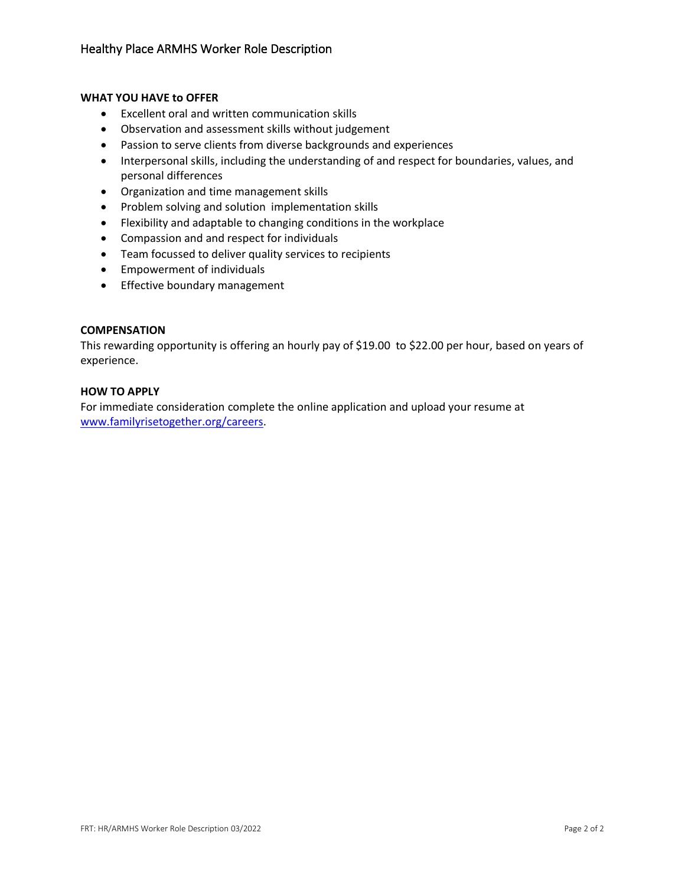**WHAT YOU HAVE to OFFER**

- Excellent oral and written communication skills
- Observation and assessment skills without judgement
- Passion to serve clients from diverse backgrounds and experiences
- Interpersonal skills, including the understanding of and respect for boundaries, values, and personal differences
- Organization and time management skills
- Problem solving and solution implementation skills
- Flexibility and adaptable to changing conditions in the workplace
- Compassion and and respect for individuals
- Team focussed to deliver quality services to recipients
- Empowerment of individuals
- Effective boundary management

**COMPENSATION**

This rewarding opportunity is offering an hourly pay of $19.00 to $22.00 per hour, based on years of experience.

**HOW TO APPLY**

For immediate consideration complete the online application and upload your resume at www.familyrisetogether.org/careers.